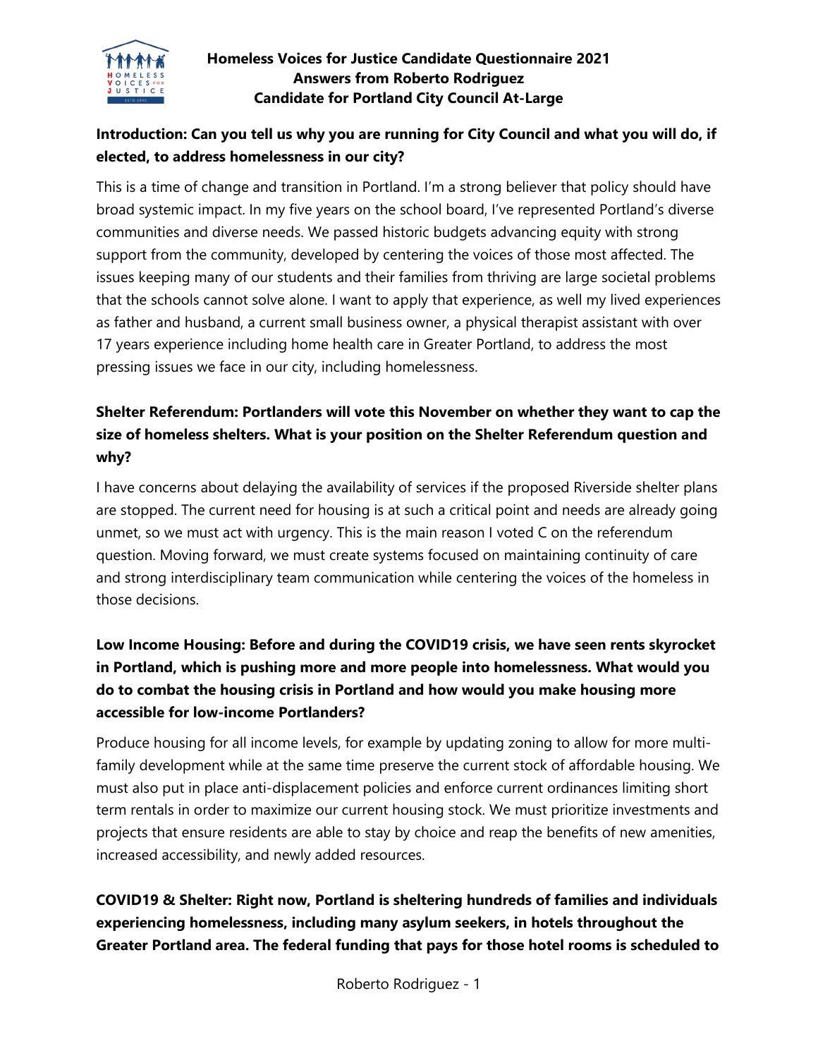# Homeless Voices for Justice Candidate Questionnaire 2021
## Answers from Roberto Rodriguez
## Candidate for Portland City Council At-Large

**Introduction: Can you tell us why you are running for City Council and what you will do, if elected, to address homelessness in our city?**

This is a time of change and transition in Portland. I'm a strong believer that policy should have broad systemic impact. In my five years on the school board, I've represented Portland's diverse communities and diverse needs. We passed historic budgets advancing equity with strong support from the community, developed by centering the voices of those most affected. The issues keeping many of our students and their families from thriving are large societal problems that the schools cannot solve alone. I want to apply that experience, as well my lived experiences as father and husband, a current small business owner, a physical therapist assistant with over 17 years experience including home health care in Greater Portland, to address the most pressing issues we face in our city, including homelessness.

**Shelter Referendum: Portlanders will vote this November on whether they want to cap the size of homeless shelters. What is your position on the Shelter Referendum question and why?**

I have concerns about delaying the availability of services if the proposed Riverside shelter plans are stopped. The current need for housing is at such a critical point and needs are already going unmet, so we must act with urgency. This is the main reason I voted C on the referendum question. Moving forward, we must create systems focused on maintaining continuity of care and strong interdisciplinary team communication while centering the voices of the homeless in those decisions.

**Low Income Housing: Before and during the COVID19 crisis, we have seen rents skyrocket in Portland, which is pushing more and more people into homelessness. What would you do to combat the housing crisis in Portland and how would you make housing more accessible for low-income Portlanders?**

Produce housing for all income levels, for example by updating zoning to allow for more multi-family development while at the same time preserve the current stock of affordable housing. We must also put in place anti-displacement policies and enforce current ordinances limiting short term rentals in order to maximize our current housing stock. We must prioritize investments and projects that ensure residents are able to stay by choice and reap the benefits of new amenities, increased accessibility, and newly added resources.

**COVID19 & Shelter: Right now, Portland is sheltering hundreds of families and individuals experiencing homelessness, including many asylum seekers, in hotels throughout the Greater Portland area. The federal funding that pays for those hotel rooms is scheduled to**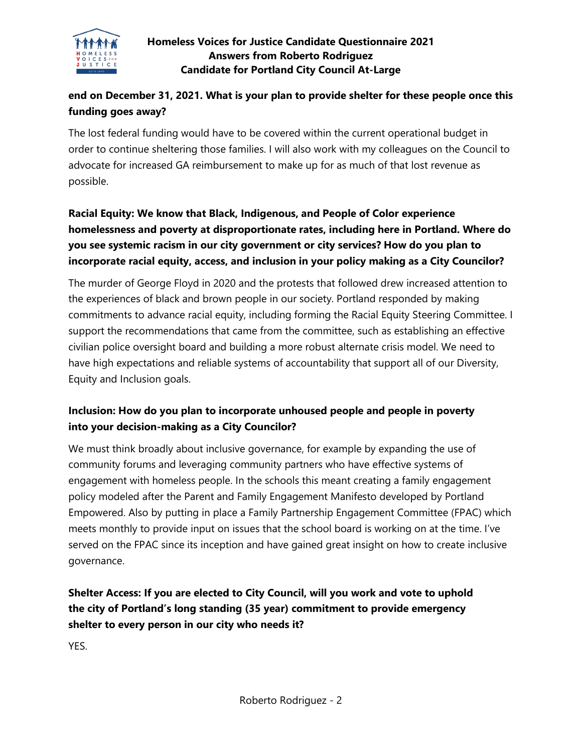**end on December 31, 2021. What is your plan to provide shelter for these people once this funding goes away?**

The lost federal funding would have to be covered within the current operational budget in order to continue sheltering those families. I will also work with my colleagues on the Council to advocate for increased GA reimbursement to make up for as much of that lost revenue as possible.

**Racial Equity: We know that Black, Indigenous, and People of Color experience homelessness and poverty at disproportionate rates, including here in Portland. Where do you see systemic racism in our city government or city services? How do you plan to incorporate racial equity, access, and inclusion in your policy making as a City Councilor?**

The murder of George Floyd in 2020 and the protests that followed drew increased attention to the experiences of black and brown people in our society. Portland responded by making commitments to advance racial equity, including forming the Racial Equity Steering Committee. I support the recommendations that came from the committee, such as establishing an effective civilian police oversight board and building a more robust alternate crisis model. We need to have high expectations and reliable systems of accountability that support all of our Diversity, Equity and Inclusion goals.

**Inclusion: How do you plan to incorporate unhoused people and people in poverty into your decision-making as a City Councilor?**

We must think broadly about inclusive governance, for example by expanding the use of community forums and leveraging community partners who have effective systems of engagement with homeless people. In the schools this meant creating a family engagement policy modeled after the Parent and Family Engagement Manifesto developed by Portland Empowered. Also by putting in place a Family Partnership Engagement Committee (FPAC) which meets monthly to provide input on issues that the school board is working on at the time. I've served on the FPAC since its inception and have gained great insight on how to create inclusive governance.

**Shelter Access: If you are elected to City Council, will you work and vote to uphold the city of Portland's long standing (35 year) commitment to provide emergency shelter to every person in our city who needs it?**

YES.